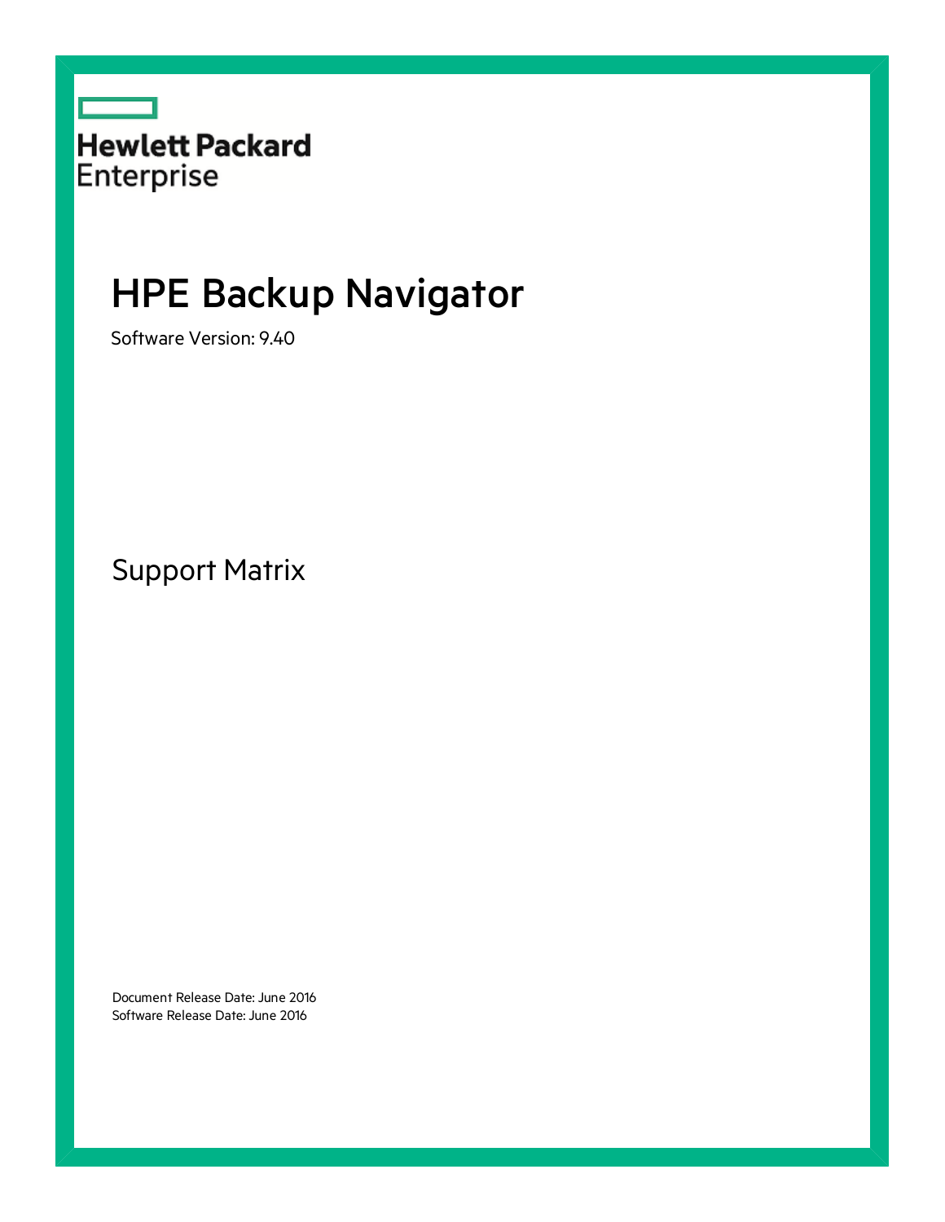Hewlett Packard Enterprise

# HPE Backup Navigator

Software Version: 9.40

## Support Matrix

Document Release Date: June 2016
Software Release Date: June 2016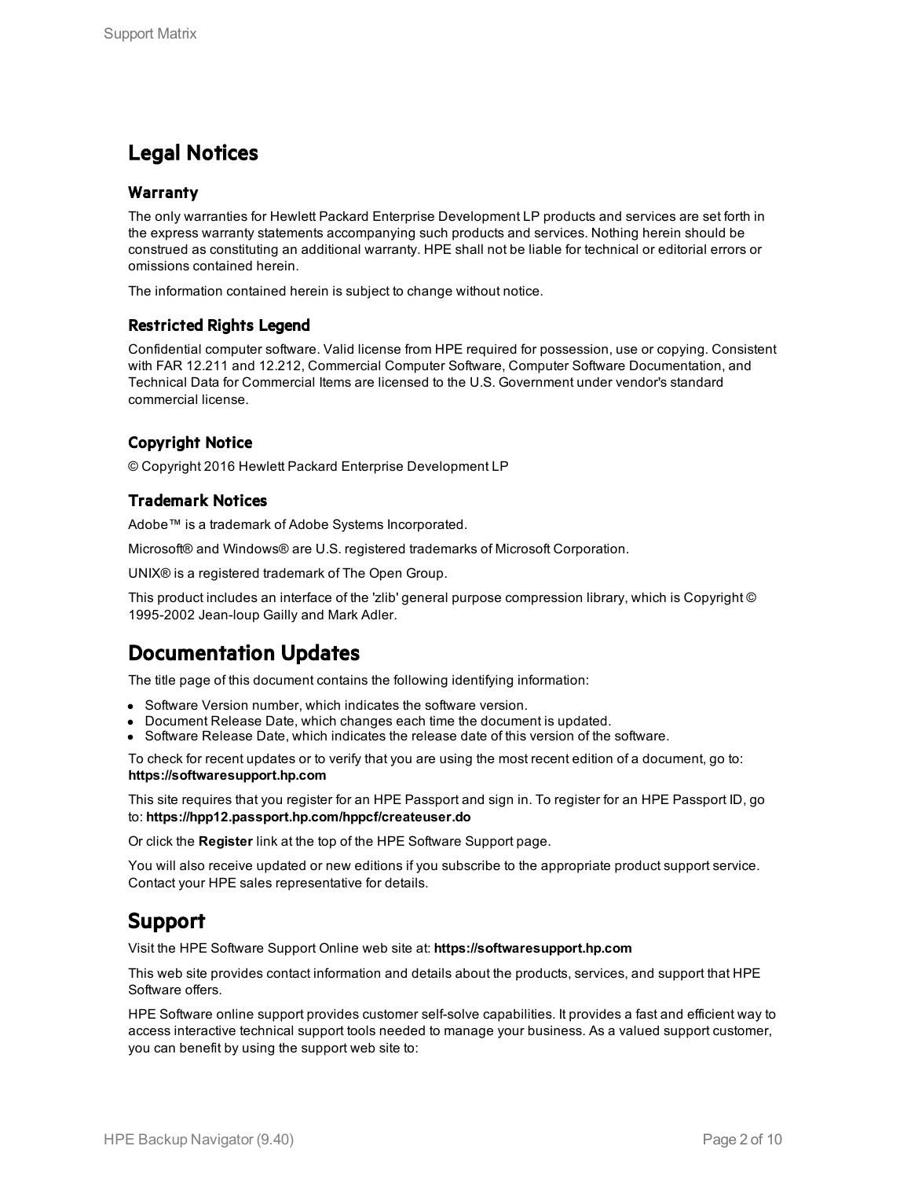## Legal Notices

### Warranty

The only warranties for Hewlett Packard Enterprise Development LP products and services are set forth in the express warranty statements accompanying such products and services. Nothing herein should be construed as constituting an additional warranty. HPE shall not be liable for technical or editorial errors or omissions contained herein.

The information contained herein is subject to change without notice.

### Restricted Rights Legend

Confidential computer software. Valid license from HPE required for possession, use or copying. Consistent with FAR 12.211 and 12.212, Commercial Computer Software, Computer Software Documentation, and Technical Data for Commercial Items are licensed to the U.S. Government under vendor's standard commercial license.

### Copyright Notice

© Copyright 2016 Hewlett Packard Enterprise Development LP

### Trademark Notices

Adobe™ is a trademark of Adobe Systems Incorporated.

Microsoft® and Windows® are U.S. registered trademarks of Microsoft Corporation.

UNIX® is a registered trademark of The Open Group.

This product includes an interface of the 'zlib' general purpose compression library, which is Copyright © 1995-2002 Jean-loup Gailly and Mark Adler.

## Documentation Updates

The title page of this document contains the following identifying information:

- Software Version number, which indicates the software version.
- Document Release Date, which changes each time the document is updated.
- Software Release Date, which indicates the release date of this version of the software.

To check for recent updates or to verify that you are using the most recent edition of a document, go to: **https://softwaresupport.hp.com**

This site requires that you register for an HPE Passport and sign in. To register for an HPE Passport ID, go to: **https://hpp12.passport.hp.com/hppcf/createuser.do**

Or click the **Register** link at the top of the HPE Software Support page.

You will also receive updated or new editions if you subscribe to the appropriate product support service. Contact your HPE sales representative for details.

## Support

Visit the HPE Software Support Online web site at: **https://softwaresupport.hp.com**

This web site provides contact information and details about the products, services, and support that HPE Software offers.

HPE Software online support provides customer self-solve capabilities. It provides a fast and efficient way to access interactive technical support tools needed to manage your business. As a valued support customer, you can benefit by using the support web site to: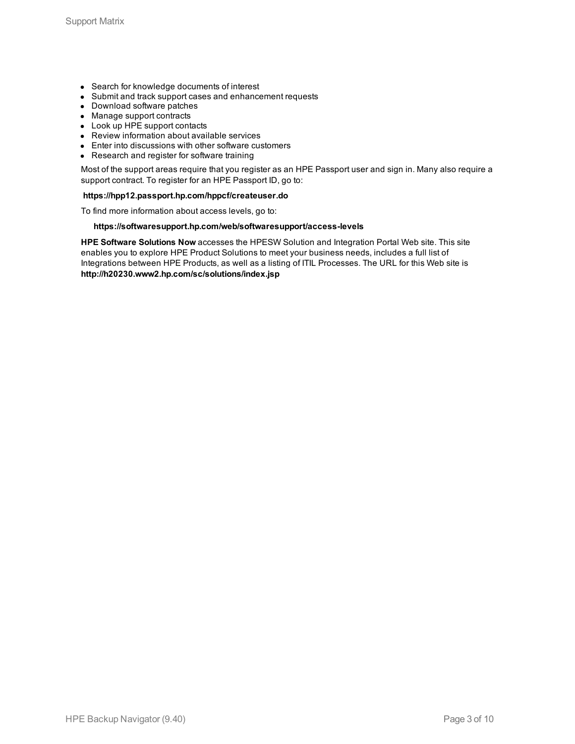- Search for knowledge documents of interest
- Submit and track support cases and enhancement requests
- Download software patches
- Manage support contracts
- Look up HPE support contacts
- Review information about available services
- Enter into discussions with other software customers
- Research and register for software training

Most of the support areas require that you register as an HPE Passport user and sign in. Many also require a support contract. To register for an HPE Passport ID, go to:

**https://hpp12.passport.hp.com/hppcf/createuser.do**

To find more information about access levels, go to:

**https://softwaresupport.hp.com/web/softwaresupport/access-levels**

**HPE Software Solutions Now** accesses the HPESW Solution and Integration Portal Web site. This site enables you to explore HPE Product Solutions to meet your business needs, includes a full list of Integrations between HPE Products, as well as a listing of ITIL Processes. The URL for this Web site is **http://h20230.www2.hp.com/sc/solutions/index.jsp**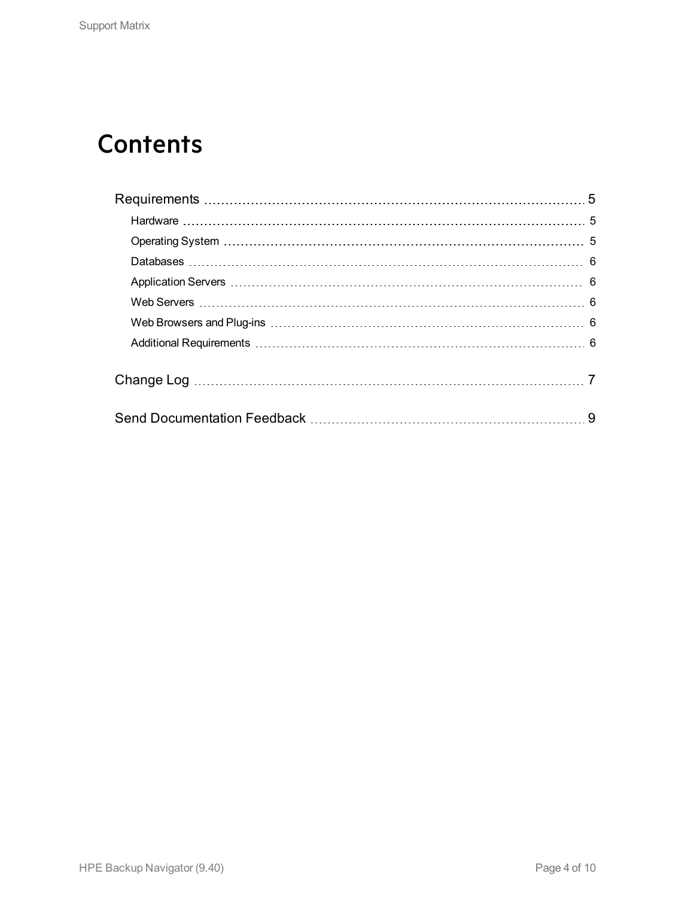# Contents

- Requirements ..... 5
  - Hardware ..... 5
  - Operating System ..... 5
  - Databases ..... 6
  - Application Servers ..... 6
  - Web Servers ..... 6
  - Web Browsers and Plug-ins ..... 6
  - Additional Requirements ..... 6
- Change Log ..... 7
- Send Documentation Feedback ..... 9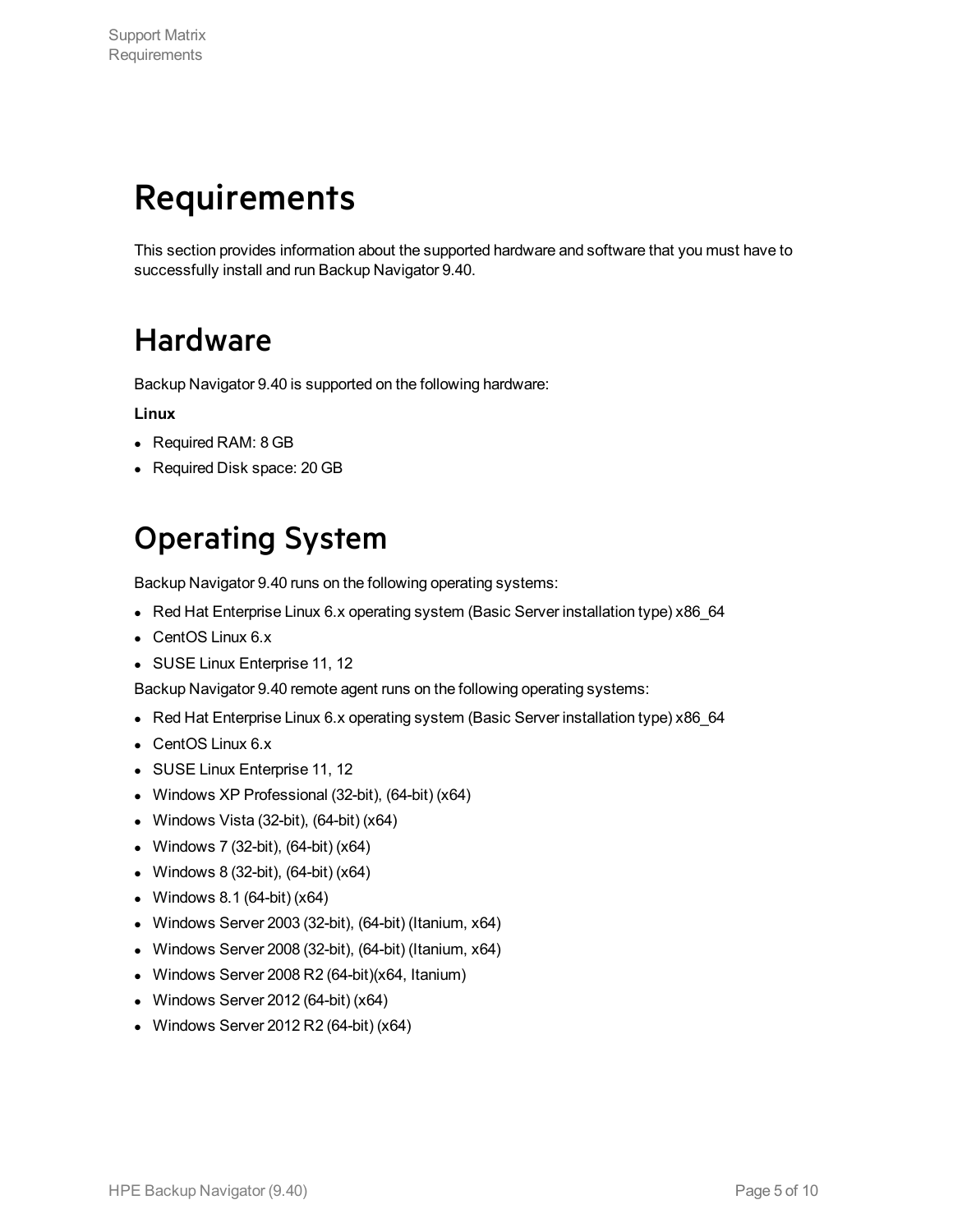# Requirements

This section provides information about the supported hardware and software that you must have to successfully install and run Backup Navigator 9.40.

# Hardware

Backup Navigator 9.40 is supported on the following hardware:

**Linux**

- Required RAM: 8 GB
- Required Disk space: 20 GB

# Operating System

Backup Navigator 9.40 runs on the following operating systems:

- Red Hat Enterprise Linux 6.x operating system (Basic Server installation type) x86_64
- CentOS Linux 6.x
- SUSE Linux Enterprise 11, 12

Backup Navigator 9.40 remote agent runs on the following operating systems:

- Red Hat Enterprise Linux 6.x operating system (Basic Server installation type) x86_64
- CentOS Linux 6.x
- SUSE Linux Enterprise 11, 12
- Windows XP Professional (32-bit), (64-bit) (x64)
- Windows Vista (32-bit), (64-bit) (x64)
- Windows 7 (32-bit), (64-bit) (x64)
- Windows 8 (32-bit), (64-bit) (x64)
- Windows 8.1 (64-bit) (x64)
- Windows Server 2003 (32-bit), (64-bit) (Itanium, x64)
- Windows Server 2008 (32-bit), (64-bit) (Itanium, x64)
- Windows Server 2008 R2 (64-bit)(x64, Itanium)
- Windows Server 2012 (64-bit) (x64)
- Windows Server 2012 R2 (64-bit) (x64)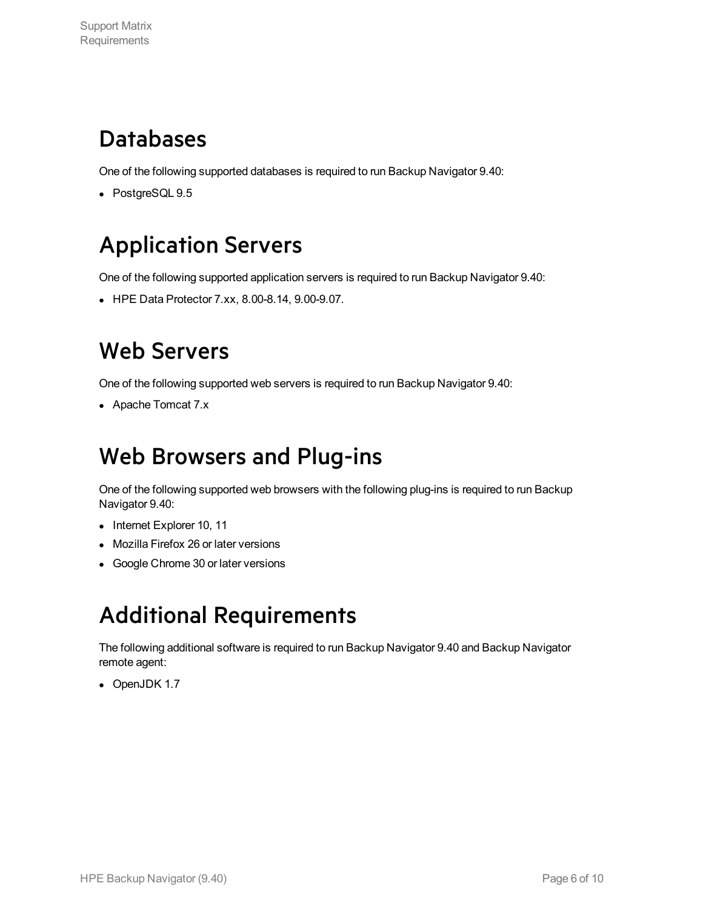# Databases

One of the following supported databases is required to run Backup Navigator 9.40:

- PostgreSQL 9.5

# Application Servers

One of the following supported application servers is required to run Backup Navigator 9.40:

- HPE Data Protector 7.xx, 8.00-8.14, 9.00-9.07.

# Web Servers

One of the following supported web servers is required to run Backup Navigator 9.40:

- Apache Tomcat 7.x

# Web Browsers and Plug-ins

One of the following supported web browsers with the following plug-ins is required to run Backup Navigator 9.40:

- Internet Explorer 10, 11
- Mozilla Firefox 26 or later versions
- Google Chrome 30 or later versions

# Additional Requirements

The following additional software is required to run Backup Navigator 9.40 and Backup Navigator remote agent:

- OpenJDK 1.7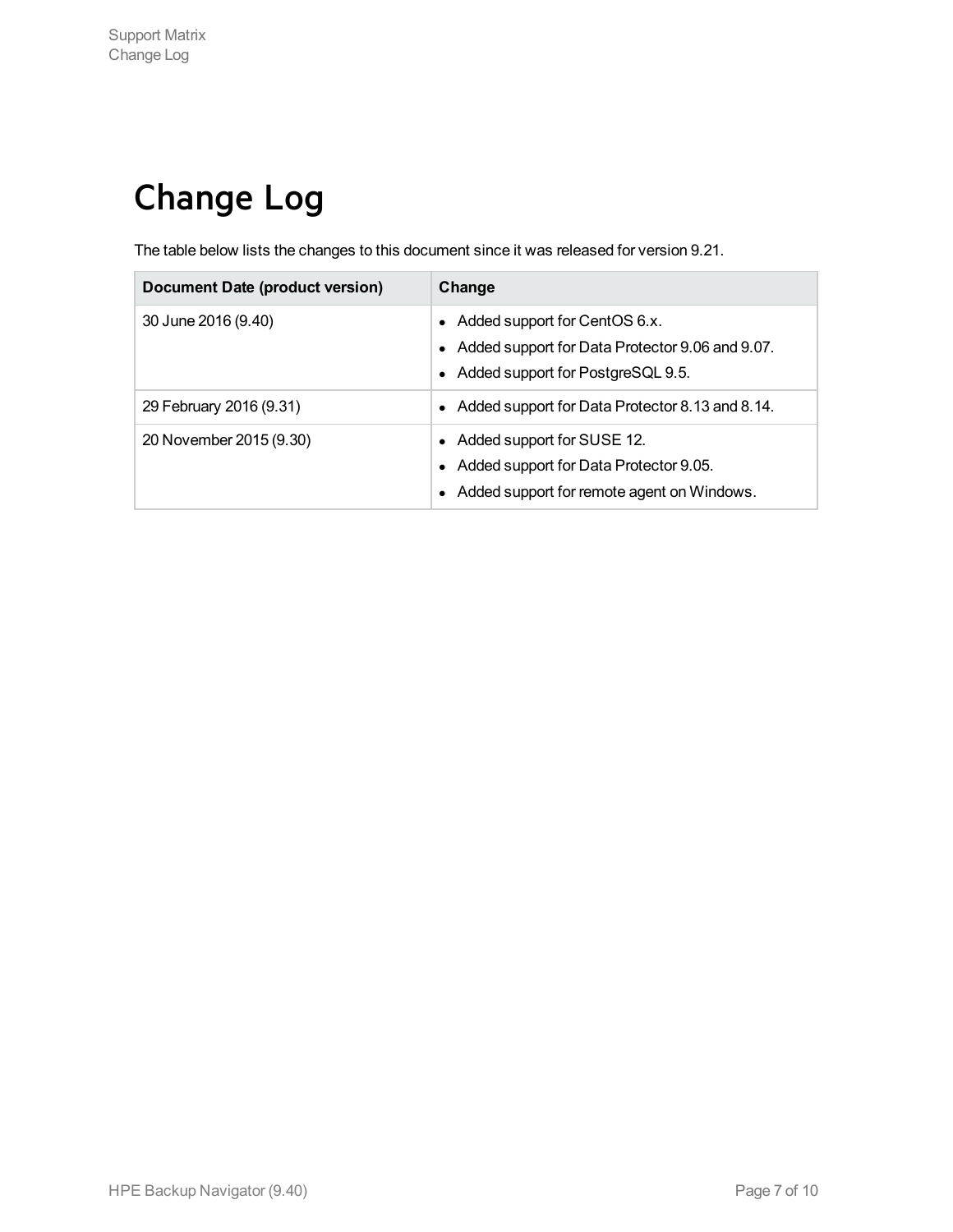# Change Log

The table below lists the changes to this document since it was released for version 9.21.

| Document Date (product version) | Change |
|---|---|
| 30 June 2016 (9.40) | • Added support for CentOS 6.x.<br>• Added support for Data Protector 9.06 and 9.07.<br>• Added support for PostgreSQL 9.5. |
| 29 February 2016 (9.31) | • Added support for Data Protector 8.13 and 8.14. |
| 20 November 2015 (9.30) | • Added support for SUSE 12.<br>• Added support for Data Protector 9.05.<br>• Added support for remote agent on Windows. |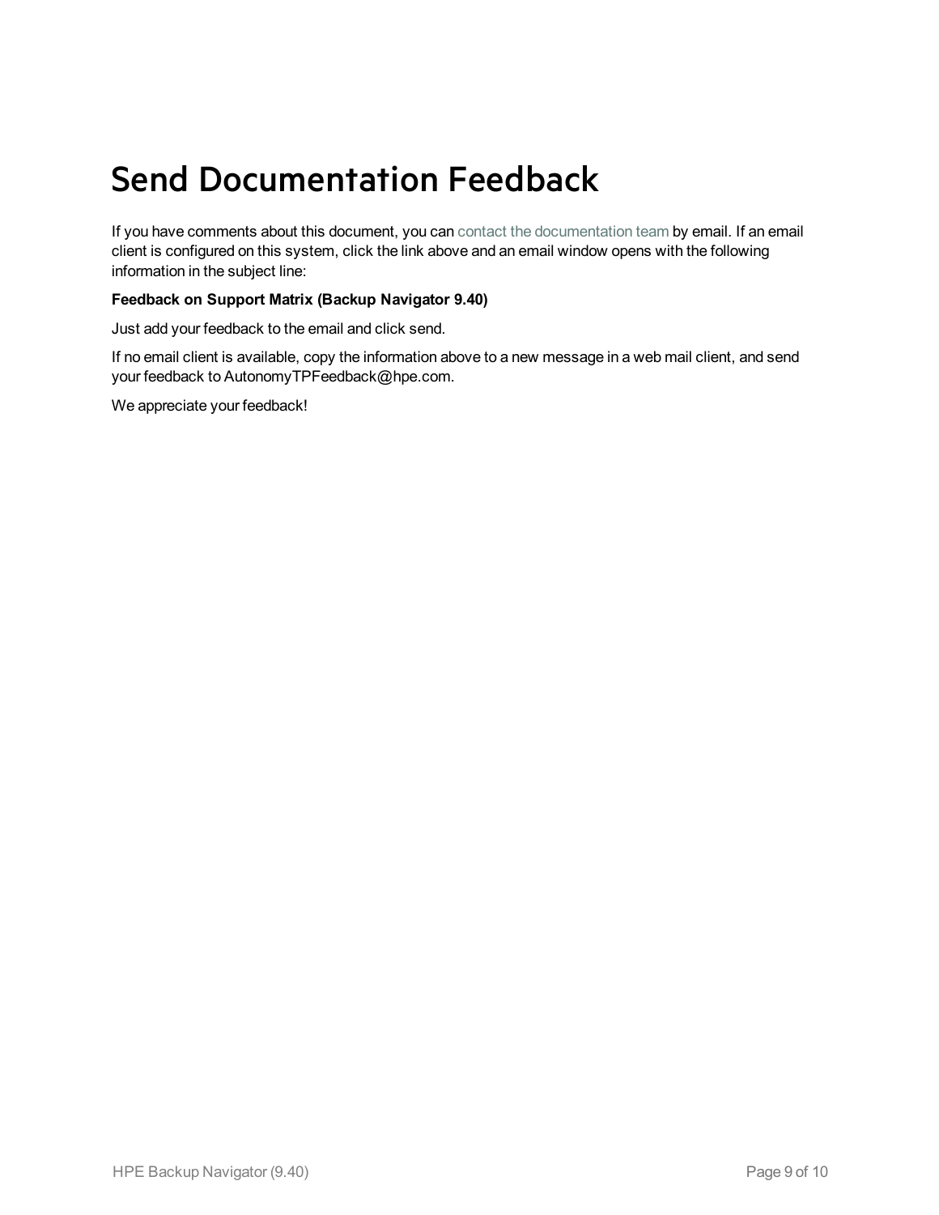# Send Documentation Feedback

If you have comments about this document, you can contact the documentation team by email. If an email client is configured on this system, click the link above and an email window opens with the following information in the subject line:

**Feedback on Support Matrix (Backup Navigator 9.40)**

Just add your feedback to the email and click send.

If no email client is available, copy the information above to a new message in a web mail client, and send your feedback to AutonomyTPFeedback@hpe.com.

We appreciate your feedback!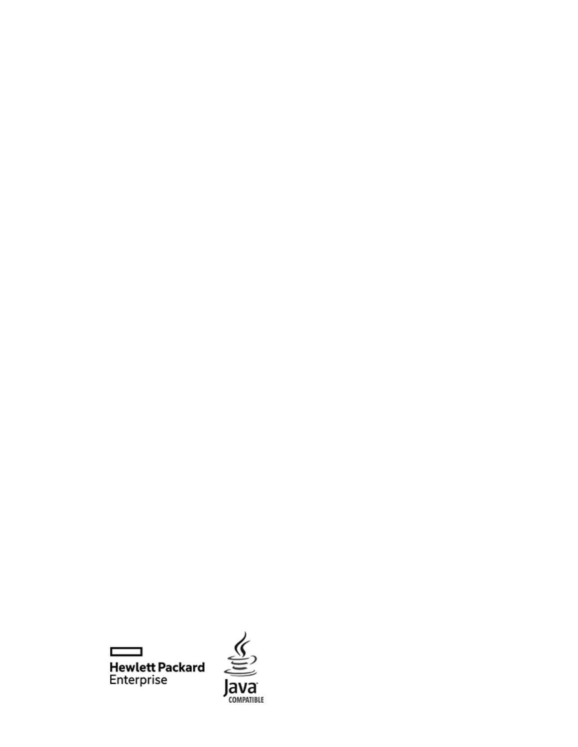Hewlett Packard
Enterprise

Java
COMPATIBLE